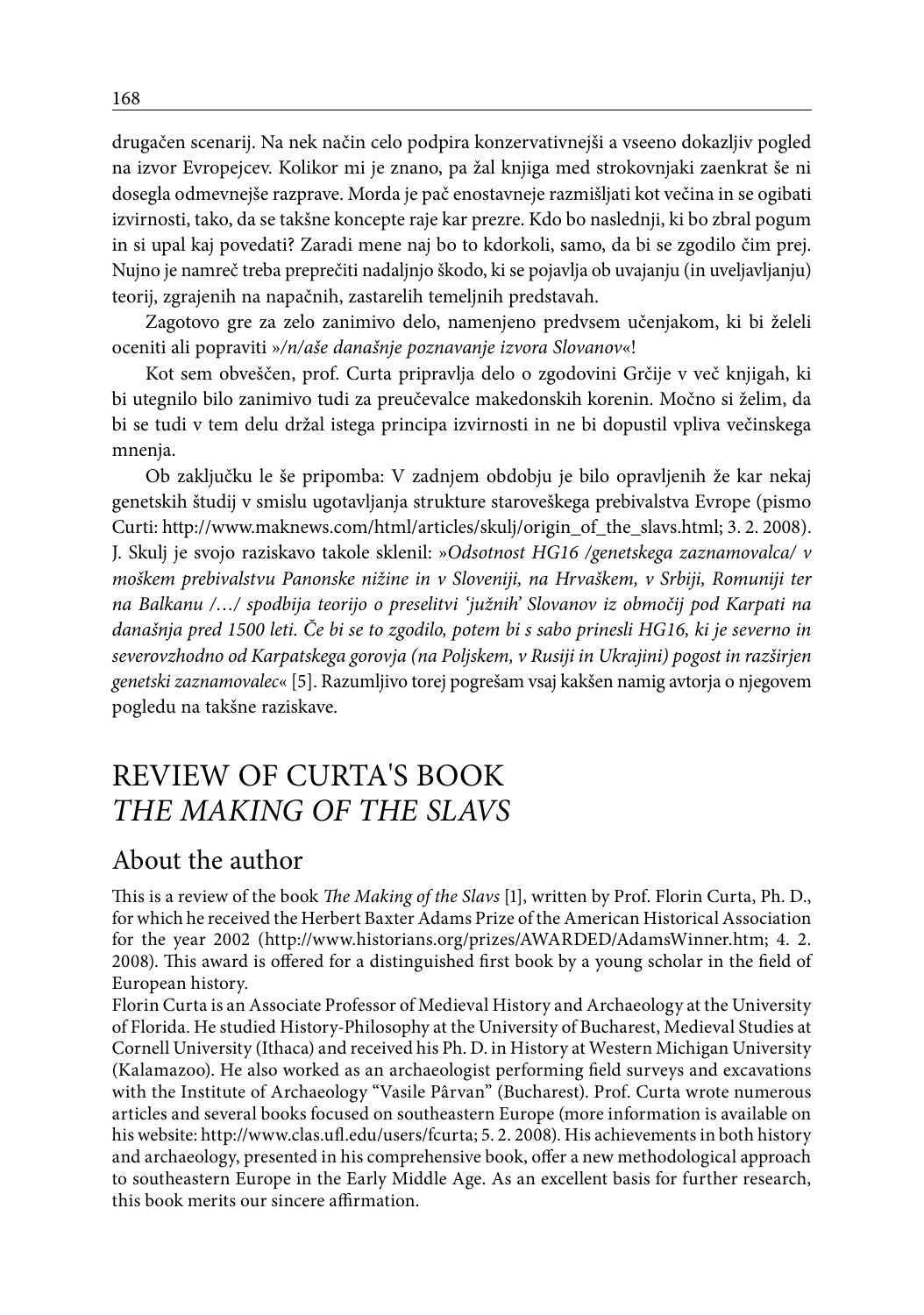drugačen scenarij. Na nek način celo podpira konzervativnejši a vseeno dokazljiv pogled na izvor Evropejcev. Kolikor mi je znano, pa žal knjiga med strokovnjaki zaenkrat še ni dosegla odmevnejše razprave. Morda je pač enostavneje razmišljati kot večina in se ogibati izvirnosti, tako, da se takšne koncepte raje kar prezre. Kdo bo naslednji, ki bo zbral pogum in si upal kaj povedati? Zaradi mene naj bo to kdorkoli, samo, da bi se zgodilo čim prej. Nujno je namreč treba preprečiti nadaljnjo škodo, ki se pojavlja ob uvajanju (in uveljavljanju) teorij, zgrajenih na napačnih, zastarelih temeljnih predstavah.

Zagotovo gre za zelo zanimivo delo, namenjeno predvsem učenjakom, ki bi želeli oceniti ali popraviti »*/n/aše današnje poznavanje izvora Slovanov*«!

Kot sem obveščen, prof. Curta pripravlja delo o zgodovini Grčije v več knjigah, ki bi utegnilo biti zanimivo tudi za preučevalce makedonskih korenin. Močno si želim, da bi se tudi v tem delu držal istega principa izvirnosti in ne bi dopustil vpliva večinskega mnenja.

Ob zaključku le še pripomba: V zadnjem obdobju je bilo opravljenih že kar nekaj genetskih študij v smislu ugotavljanja strukture staroveškega prebivalstva Evrope (pismo Curti: http://www.maknews.com/html/articles/skulj/origin_of_the_slavs.html; 3. 2. 2008). J. Skulj je svojo raziskavo takole sklenil: »*Odsotnost HG16 /genetskega zaznamovalca/ v moškem prebivalstvu Panonske nižine in v Sloveniji, na Hrvaškem, v Srbiji, Romuniji ter na Balkanu /…/ spodbija teorijo o preselitvi 'južnih' Slovanov iz območij pod Karpati na današnja pred 1500 leti. Če bi se to zgodilo, potem bi s sabo prinesli HG16, ki je severno in severovzhodno od Karpatskega gorovja (na Poljskem, v Rusiji in Ukrajini) pogost in razširjen genetski zaznamovalec*« [5]. Razumljivo torej pogrešam vsaj kakšen namig avtorja o njegovem pogledu na takšne raziskave.

# REVIEW OF CURTA'S BOOK *THE MAKING OF THE SLAVS*

## About the author

This is a review of the book *The Making of the Slavs* [1], written by Prof. Florin Curta, Ph. D., for which he received the Herbert Baxter Adams Prize of the American Historical Association for the year 2002 (http://www.historians.org/prizes/AWARDED/AdamsWinner.htm; 4. 2. 2008). This award is offered for a distinguished first book by a young scholar in the field of European history.

Florin Curta is an Associate Professor of Medieval History and Archaeology at the University of Florida. He studied History-Philosophy at the University of Bucharest, Medieval Studies at Cornell University (Ithaca) and received his Ph. D. in History at Western Michigan University (Kalamazoo). He also worked as an archaeologist performing field surveys and excavations with the Institute of Archaeology "Vasile Pârvan" (Bucharest). Prof. Curta wrote numerous articles and several books focused on southeastern Europe (more information is available on his website: http://www.clas.ufl.edu/users/fcurta; 5. 2. 2008). His achievements in both history and archaeology, presented in his comprehensive book, offer a new methodological approach to southeastern Europe in the Early Middle Age. As an excellent basis for further research, this book merits our sincere affirmation.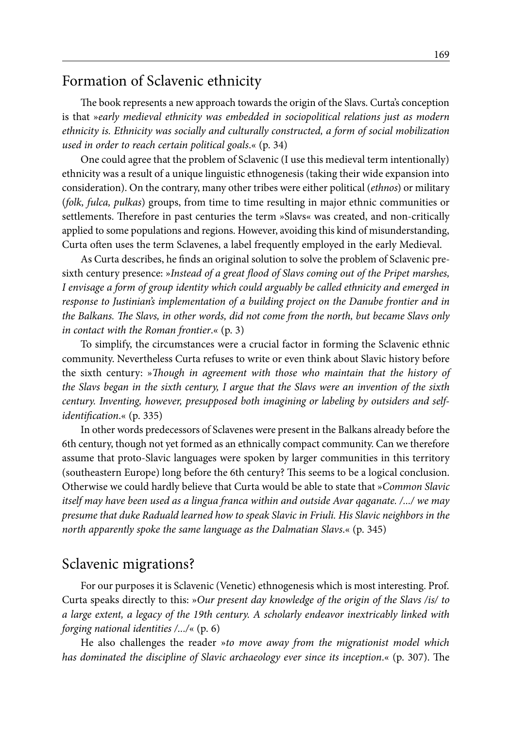## Formation of Sclavenic ethnicity

The book represents a new approach towards the origin of the Slavs. Curta's conception is that »*early medieval ethnicity was embedded in sociopolitical relations just as modern ethnicity is. Ethnicity was socially and culturally constructed, a form of social mobilization used in order to reach certain political goals*.« (p. 34)

One could agree that the problem of Sclavenic (I use this medieval term intentionally) ethnicity was a result of a unique linguistic ethnogenesis (taking their wide expansion into consideration). On the contrary, many other tribes were either political (*ethnos*) or military (*folk, fulca, pulkas*) groups, from time to time resulting in major ethnic communities or settlements. Therefore in past centuries the term »Slavs« was created, and non-critically applied to some populations and regions. However, avoiding this kind of misunderstanding, Curta often uses the term Sclavenes, a label frequently employed in the early Medieval.

As Curta describes, he finds an original solution to solve the problem of Sclavenic pre-sixth century presence: »*Instead of a great flood of Slavs coming out of the Pripet marshes, I envisage a form of group identity which could arguably be called ethnicity and emerged in response to Justinian's implementation of a building project on the Danube frontier and in the Balkans. The Slavs, in other words, did not come from the north, but became Slavs only in contact with the Roman frontier*.« (p. 3)

To simplify, the circumstances were a crucial factor in forming the Sclavenic ethnic community. Nevertheless Curta refuses to write or even think about Slavic history before the sixth century: »*Though in agreement with those who maintain that the history of the Slavs began in the sixth century, I argue that the Slavs were an invention of the sixth century. Inventing, however, presupposed both imagining or labeling by outsiders and self-identification*.« (p. 335)

In other words predecessors of Sclavenes were present in the Balkans already before the 6th century, though not yet formed as an ethnically compact community. Can we therefore assume that proto-Slavic languages were spoken by larger communities in this territory (southeastern Europe) long before the 6th century? This seems to be a logical conclusion. Otherwise we could hardly believe that Curta would be able to state that »*Common Slavic itself may have been used as a lingua franca within and outside Avar qaganate. /.../ we may presume that duke Radualdus learned how to speak Slavic in Friuli. His Slavic neighbors in the north apparently spoke the same language as the Dalmatian Slavs*.« (p. 345)

## Sclavenic migrations?

For our purposes it is Sclavenic (Venetic) ethnogenesis which is most interesting. Prof. Curta speaks directly to this: »*Our present day knowledge of the origin of the Slavs /is/ to a large extent, a legacy of the 19th century. A scholarly endeavor inextricably linked with forging national identities /.../*« (p. 6)

He also challenges the reader »*to move away from the migrationist model which has dominated the discipline of Slavic archaeology ever since its inception*.« (p. 307). The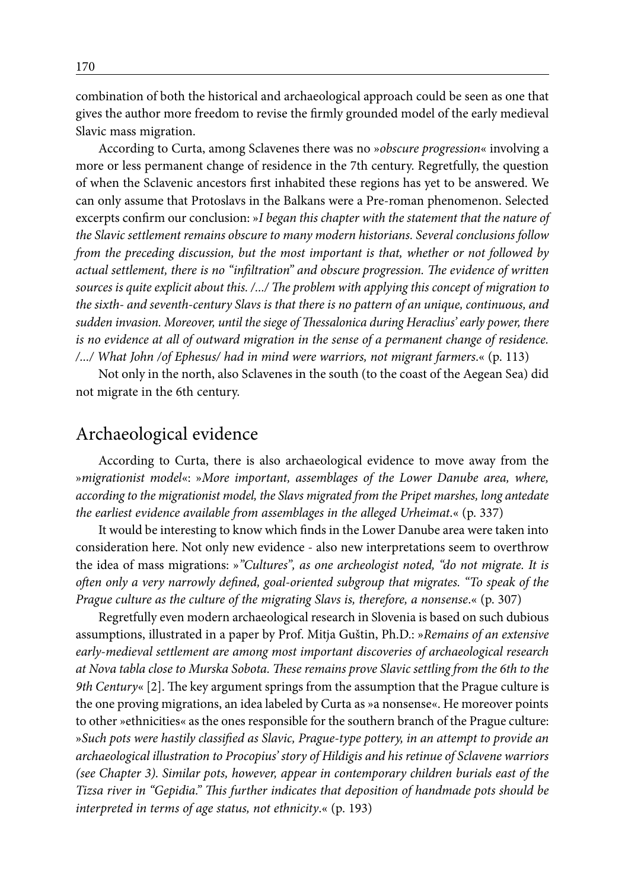combination of both the historical and archaeological approach could be seen as one that gives the author more freedom to revise the firmly grounded model of the early medieval Slavic mass migration.

According to Curta, among Sclavenes there was no »*obscure progression*« involving a more or less permanent change of residence in the 7th century. Regretfully, the question of when the Sclavenic ancestors first inhabited these regions has yet to be answered. We can only assume that Protoslavs in the Balkans were a Pre-roman phenomenon. Selected excerpts confirm our conclusion: »*I began this chapter with the statement that the nature of the Slavic settlement remains obscure to many modern historians. Several conclusions follow from the preceding discussion, but the most important is that, whether or not followed by actual settlement, there is no "infiltration" and obscure progression. The evidence of written sources is quite explicit about this. /.../ The problem with applying this concept of migration to the sixth- and seventh-century Slavs is that there is no pattern of an unique, continuous, and sudden invasion. Moreover, until the siege of Thessalonica during Heraclius' early power, there is no evidence at all of outward migration in the sense of a permanent change of residence. /.../ What John /of Ephesus/ had in mind were warriors, not migrant farmers.*« (p. 113)

Not only in the north, also Sclavenes in the south (to the coast of the Aegean Sea) did not migrate in the 6th century.

## Archaeological evidence

According to Curta, there is also archaeological evidence to move away from the »*migrationist model*«: »*More important, assemblages of the Lower Danube area, where, according to the migrationist model, the Slavs migrated from the Pripet marshes, long antedate the earliest evidence available from assemblages in the alleged Urheimat.*« (p. 337)

It would be interesting to know which finds in the Lower Danube area were taken into consideration here. Not only new evidence - also new interpretations seem to overthrow the idea of mass migrations: »*"Cultures", as one archeologist noted, "do not migrate. It is often only a very narrowly defined, goal-oriented subgroup that migrates. "To speak of the Prague culture as the culture of the migrating Slavs is, therefore, a nonsense.*« (p. 307)

Regretfully even modern archaeological research in Slovenia is based on such dubious assumptions, illustrated in a paper by Prof. Mitja Guštin, Ph.D.: »*Remains of an extensive early-medieval settlement are among most important discoveries of archaeological research at Nova tabla close to Murska Sobota. These remains prove Slavic settling from the 6th to the 9th Century*« [2]. The key argument springs from the assumption that the Prague culture is the one proving migrations, an idea labeled by Curta as »a nonsense«. He moreover points to other »ethnicities« as the ones responsible for the southern branch of the Prague culture: »*Such pots were hastily classified as Slavic, Prague-type pottery, in an attempt to provide an archaeological illustration to Procopius' story of Hildigis and his retinue of Sclavene warriors (see Chapter 3). Similar pots, however, appear in contemporary children burials east of the Tizsa river in "Gepidia." This further indicates that deposition of handmade pots should be interpreted in terms of age status, not ethnicity.*« (p. 193)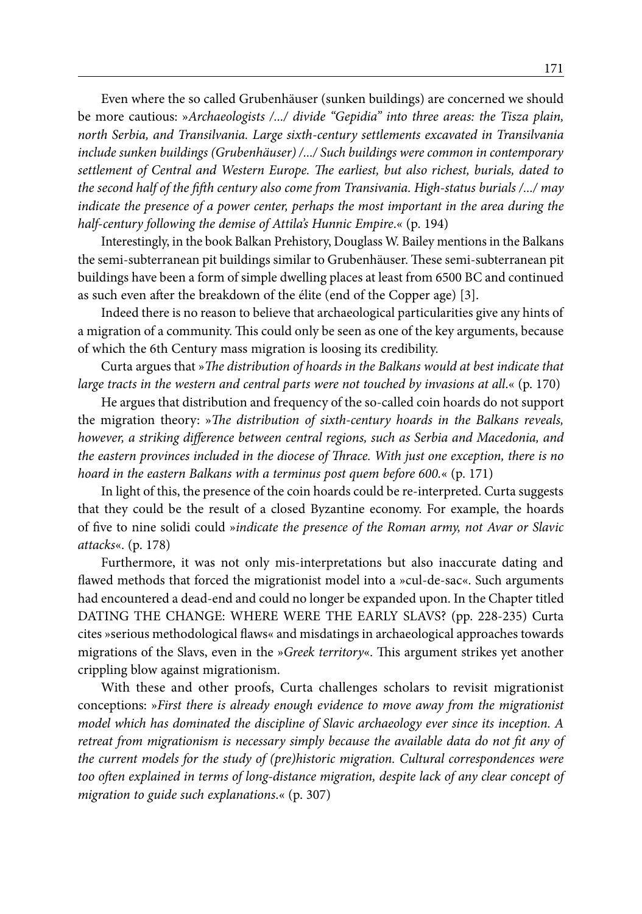Even where the so called Grubenhäuser (sunken buildings) are concerned we should be more cautious: »*Archaeologists /.../ divide "Gepidia" into three areas: the Tisza plain, north Serbia, and Transilvania. Large sixth-century settlements excavated in Transilvania include sunken buildings (Grubenhäuser) /.../ Such buildings were common in contemporary settlement of Central and Western Europe. The earliest, but also richest, burials, dated to the second half of the fifth century also come from Transivania. High-status burials /.../ may indicate the presence of a power center, perhaps the most important in the area during the half-century following the demise of Attila's Hunnic Empire*.« (p. 194)

Interestingly, in the book Balkan Prehistory, Douglass W. Bailey mentions in the Balkans the semi-subterranean pit buildings similar to Grubenhäuser. These semi-subterranean pit buildings have been a form of simple dwelling places at least from 6500 BC and continued as such even after the breakdown of the élite (end of the Copper age) [3].

Indeed there is no reason to believe that archaeological particularities give any hints of a migration of a community. This could only be seen as one of the key arguments, because of which the 6th Century mass migration is loosing its credibility.

Curta argues that »*The distribution of hoards in the Balkans would at best indicate that large tracts in the western and central parts were not touched by invasions at all*.« (p. 170)

He argues that distribution and frequency of the so-called coin hoards do not support the migration theory: »*The distribution of sixth-century hoards in the Balkans reveals, however, a striking difference between central regions, such as Serbia and Macedonia, and the eastern provinces included in the diocese of Thrace. With just one exception, there is no hoard in the eastern Balkans with a terminus post quem before 600*.« (p. 171)

In light of this, the presence of the coin hoards could be re-interpreted. Curta suggests that they could be the result of a closed Byzantine economy. For example, the hoards of five to nine solidi could »*indicate the presence of the Roman army, not Avar or Slavic attacks*«. (p. 178)

Furthermore, it was not only mis-interpretations but also inaccurate dating and flawed methods that forced the migrationist model into a »cul-de-sac«. Such arguments had encountered a dead-end and could no longer be expanded upon. In the Chapter titled DATING THE CHANGE: WHERE WERE THE EARLY SLAVS? (pp. 228-235) Curta cites »serious methodological flaws« and misdatings in archaeological approaches towards migrations of the Slavs, even in the »*Greek territory*«. This argument strikes yet another crippling blow against migrationism.

With these and other proofs, Curta challenges scholars to revisit migrationist conceptions: »*First there is already enough evidence to move away from the migrationist model which has dominated the discipline of Slavic archaeology ever since its inception. A retreat from migrationism is necessary simply because the available data do not fit any of the current models for the study of (pre)historic migration. Cultural correspondences were too often explained in terms of long-distance migration, despite lack of any clear concept of migration to guide such explanations*.« (p. 307)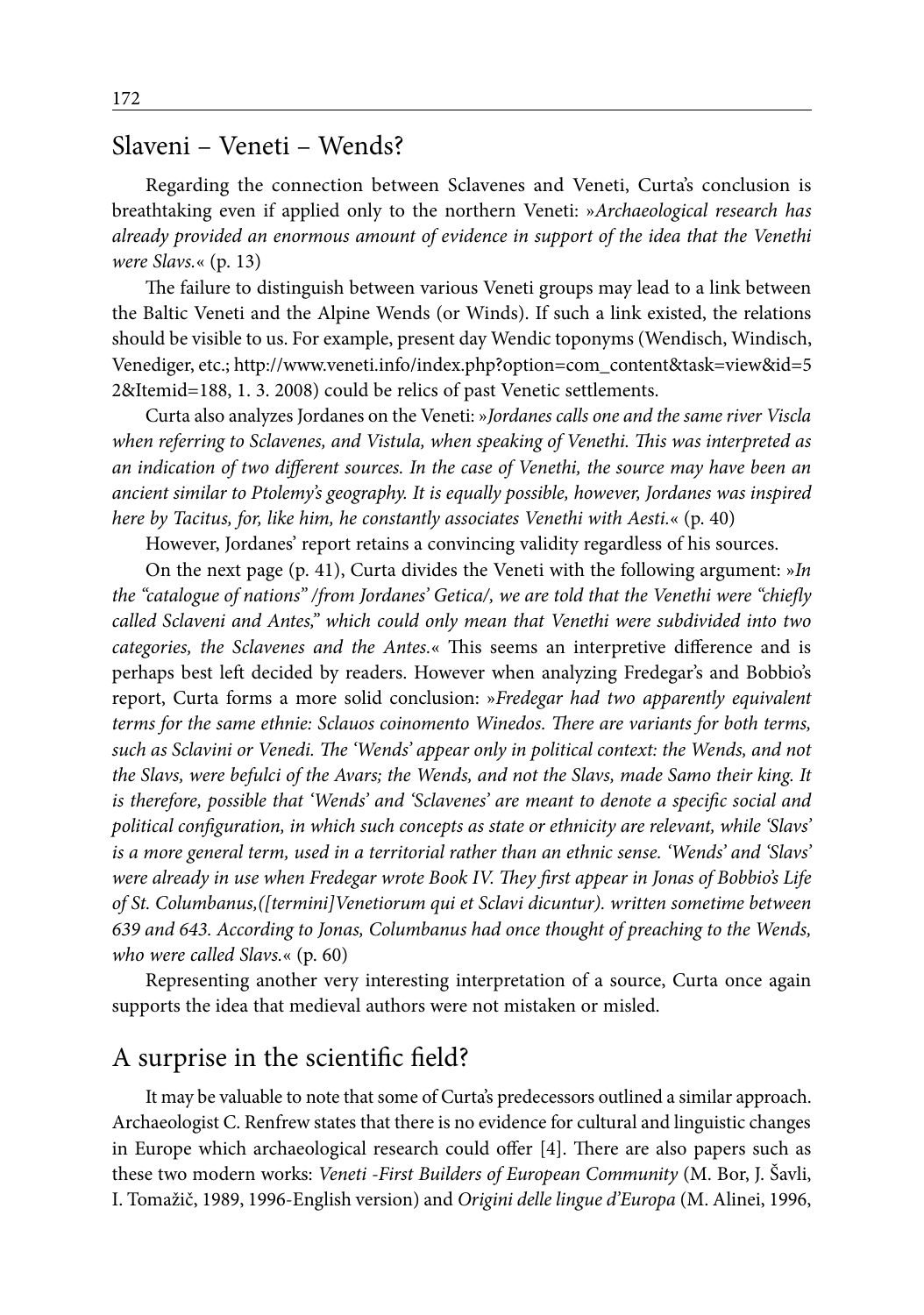## Slaveni – Veneti – Wends?

Regarding the connection between Sclavenes and Veneti, Curta's conclusion is breathtaking even if applied only to the northern Veneti: »*Archaeological research has already provided an enormous amount of evidence in support of the idea that the Venethi were Slavs.*« (p. 13)

The failure to distinguish between various Veneti groups may lead to a link between the Baltic Veneti and the Alpine Wends (or Winds). If such a link existed, the relations should be visible to us. For example, present day Wendic toponyms (Wendisch, Windisch, Venediger, etc.; http://www.veneti.info/index.php?option=com_content&task=view&id=52&Itemid=188, 1. 3. 2008) could be relics of past Venetic settlements.

Curta also analyzes Jordanes on the Veneti: »*Jordanes calls one and the same river Viscla when referring to Sclavenes, and Vistula, when speaking of Venethi. This was interpreted as an indication of two different sources. In the case of Venethi, the source may have been an ancient similar to Ptolemy's geography. It is equally possible, however, Jordanes was inspired here by Tacitus, for, like him, he constantly associates Venethi with Aesti.*« (p. 40)

However, Jordanes' report retains a convincing validity regardless of his sources.

On the next page (p. 41), Curta divides the Veneti with the following argument: »*In the "catalogue of nations" /from Jordanes' Getica/, we are told that the Venethi were "chiefly called Sclaveni and Antes," which could only mean that Venethi were subdivided into two categories, the Sclavenes and the Antes.*« This seems an interpretive difference and is perhaps best left decided by readers. However when analyzing Fredegar's and Bobbio's report, Curta forms a more solid conclusion: »*Fredegar had two apparently equivalent terms for the same ethnie: Sclauos coinomento Winedos. There are variants for both terms, such as Sclavini or Venedi. The 'Wends' appear only in political context: the Wends, and not the Slavs, were befulci of the Avars; the Wends, and not the Slavs, made Samo their king. It is therefore, possible that 'Wends' and 'Sclavenes' are meant to denote a specific social and political configuration, in which such concepts as state or ethnicity are relevant, while 'Slavs' is a more general term, used in a territorial rather than an ethnic sense. 'Wends' and 'Slavs' were already in use when Fredegar wrote Book IV. They first appear in Jonas of Bobbio's Life of St. Columbanus,([termini]Venetiorum qui et Sclavi dicuntur). written sometime between 639 and 643. According to Jonas, Columbanus had once thought of preaching to the Wends, who were called Slavs.*« (p. 60)

Representing another very interesting interpretation of a source, Curta once again supports the idea that medieval authors were not mistaken or misled.

## A surprise in the scientific field?

It may be valuable to note that some of Curta's predecessors outlined a similar approach. Archaeologist C. Renfrew states that there is no evidence for cultural and linguistic changes in Europe which archaeological research could offer [4]. There are also papers such as these two modern works: *Veneti -First Builders of European Community* (M. Bor, J. Šavli, I. Tomažič, 1989, 1996-English version) and *Origini delle lingue d'Europa* (M. Alinei, 1996,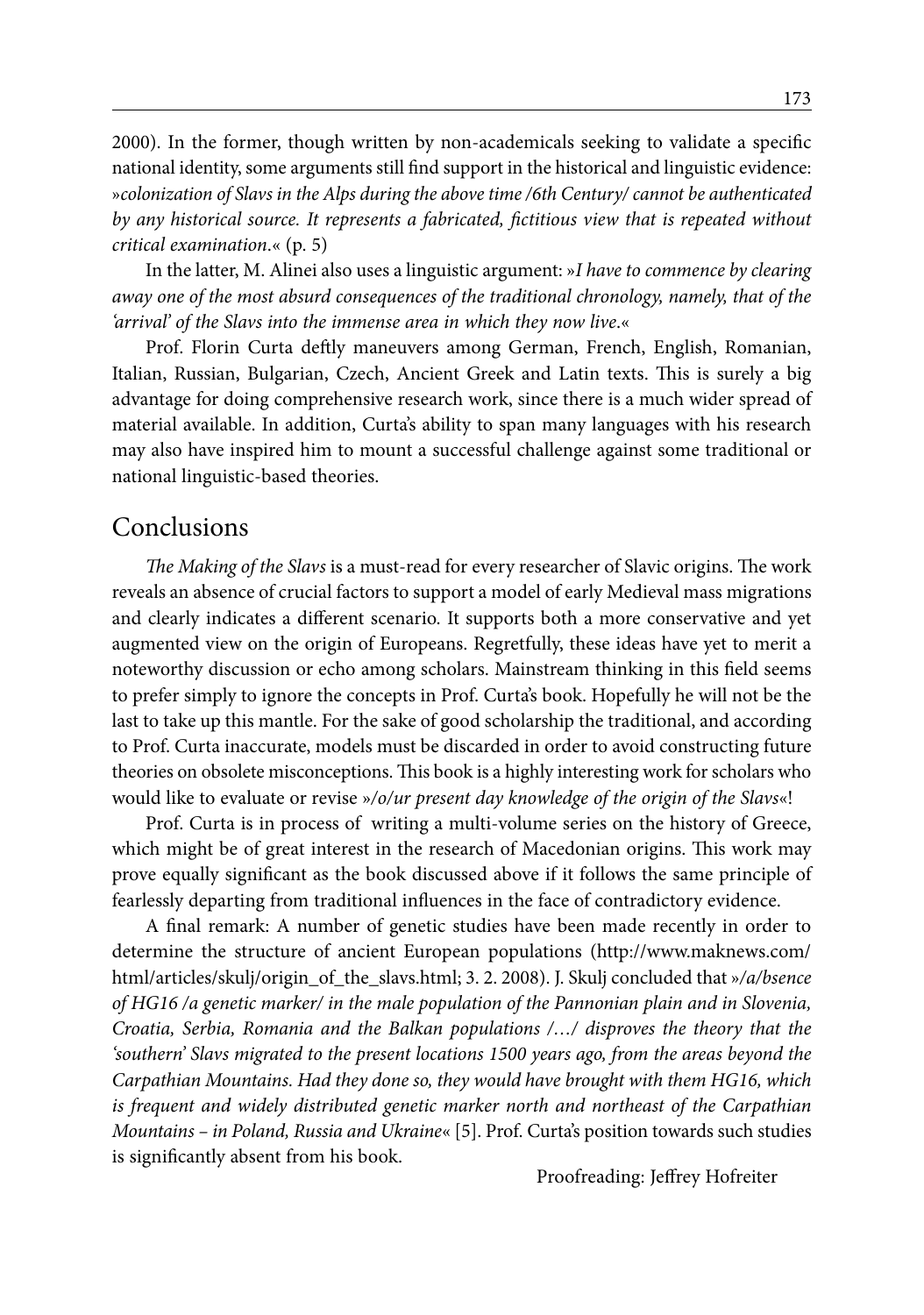2000). In the former, though written by non-academicals seeking to validate a specific national identity, some arguments still find support in the historical and linguistic evidence: »*colonization of Slavs in the Alps during the above time /6th Century/ cannot be authenticated by any historical source. It represents a fabricated, fictitious view that is repeated without critical examination*.« (p. 5)

In the latter, M. Alinei also uses a linguistic argument: »*I have to commence by clearing away one of the most absurd consequences of the traditional chronology, namely, that of the 'arrival' of the Slavs into the immense area in which they now live*.«

Prof. Florin Curta deftly maneuvers among German, French, English, Romanian, Italian, Russian, Bulgarian, Czech, Ancient Greek and Latin texts. This is surely a big advantage for doing comprehensive research work, since there is a much wider spread of material available. In addition, Curta's ability to span many languages with his research may also have inspired him to mount a successful challenge against some traditional or national linguistic-based theories.

## Conclusions

*The Making of the Slavs* is a must-read for every researcher of Slavic origins. The work reveals an absence of crucial factors to support a model of early Medieval mass migrations and clearly indicates a different scenario. It supports both a more conservative and yet augmented view on the origin of Europeans. Regretfully, these ideas have yet to merit a noteworthy discussion or echo among scholars. Mainstream thinking in this field seems to prefer simply to ignore the concepts in Prof. Curta's book. Hopefully he will not be the last to take up this mantle. For the sake of good scholarship the traditional, and according to Prof. Curta inaccurate, models must be discarded in order to avoid constructing future theories on obsolete misconceptions. This book is a highly interesting work for scholars who would like to evaluate or revise »*/o/ur present day knowledge of the origin of the Slavs*«!

Prof. Curta is in process of writing a multi-volume series on the history of Greece, which might be of great interest in the research of Macedonian origins. This work may prove equally significant as the book discussed above if it follows the same principle of fearlessly departing from traditional influences in the face of contradictory evidence.

A final remark: A number of genetic studies have been made recently in order to determine the structure of ancient European populations (http://www.maknews.com/html/articles/skulj/origin_of_the_slavs.html; 3. 2. 2008). J. Skulj concluded that »*/a/bsence of HG16 /a genetic marker/ in the male population of the Pannonian plain and in Slovenia, Croatia, Serbia, Romania and the Balkan populations /…/ disproves the theory that the 'southern' Slavs migrated to the present locations 1500 years ago, from the areas beyond the Carpathian Mountains. Had they done so, they would have brought with them HG16, which is frequent and widely distributed genetic marker north and northeast of the Carpathian Mountains – in Poland, Russia and Ukraine*« [5]. Prof. Curta's position towards such studies is significantly absent from his book.

Proofreading: Jeffrey Hofreiter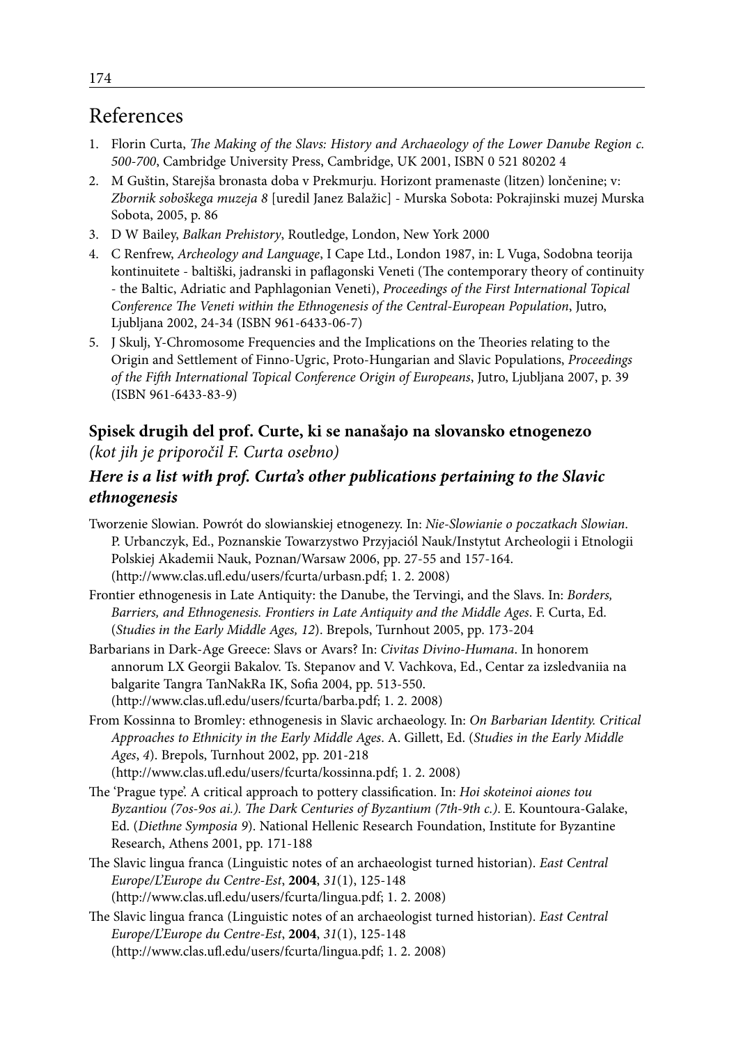# References

1. Florin Curta, *The Making of the Slavs: History and Archaeology of the Lower Danube Region c. 500-700*, Cambridge University Press, Cambridge, UK 2001, ISBN 0 521 80202 4
2. M Guštin, Starejša bronasta doba v Prekmurju. Horizont pramenaste (litzen) lončenine; v: *Zbornik soboškega muzeja 8* [uredil Janez Balažic] - Murska Sobota: Pokrajinski muzej Murska Sobota, 2005, p. 86
3. D W Bailey, *Balkan Prehistory*, Routledge, London, New York 2000
4. C Renfrew, *Archeology and Language*, I Cape Ltd., London 1987, in: L Vuga, Sodobna teorija kontinuitete - baltiški, jadranski in paflagonski Veneti (The contemporary theory of continuity - the Baltic, Adriatic and Paphlagonian Veneti), *Proceedings of the First International Topical Conference The Veneti within the Ethnogenesis of the Central-European Population*, Jutro, Ljubljana 2002, 24-34 (ISBN 961-6433-06-7)
5. J Skulj, Y-Chromosome Frequencies and the Implications on the Theories relating to the Origin and Settlement of Finno-Ugric, Proto-Hungarian and Slavic Populations, *Proceedings of the Fifth International Topical Conference Origin of Europeans*, Jutro, Ljubljana 2007, p. 39 (ISBN 961-6433-83-9)

## Spisek drugih del prof. Curte, ki se nanašajo na slovansko etnogenezo

*(kot jih je priporočil F. Curta osebno)*

## *Here is a list with prof. Curta's other publications pertaining to the Slavic ethnogenesis*

Tworzenie Slowian. Powrót do slowianskiej etnogenezy. In: *Nie-Slowianie o poczatkach Slowian*. P. Urbanczyk, Ed., Poznanskie Towarzystwo Przyjaciól Nauk/Instytut Archeologii i Etnologii Polskiej Akademii Nauk, Poznan/Warsaw 2006, pp. 27-55 and 157-164. (http://www.clas.ufl.edu/users/fcurta/urbasn.pdf; 1. 2. 2008)

Frontier ethnogenesis in Late Antiquity: the Danube, the Tervingi, and the Slavs. In: *Borders, Barriers, and Ethnogenesis. Frontiers in Late Antiquity and the Middle Ages*. F. Curta, Ed. (*Studies in the Early Middle Ages, 12*). Brepols, Turnhout 2005, pp. 173-204

Barbarians in Dark-Age Greece: Slavs or Avars? In: *Civitas Divino-Humana*. In honorem annorum LX Georgii Bakalov. Ts. Stepanov and V. Vachkova, Ed., Centar za izsledvaniia na balgarite Tangra TanNakRa IK, Sofia 2004, pp. 513-550. (http://www.clas.ufl.edu/users/fcurta/barba.pdf; 1. 2. 2008)

From Kossinna to Bromley: ethnogenesis in Slavic archaeology. In: *On Barbarian Identity. Critical Approaches to Ethnicity in the Early Middle Ages*. A. Gillett, Ed. (*Studies in the Early Middle Ages, 4*). Brepols, Turnhout 2002, pp. 201-218 (http://www.clas.ufl.edu/users/fcurta/kossinna.pdf; 1. 2. 2008)

The 'Prague type'. A critical approach to pottery classification. In: *Hoi skoteinoi aiones tou Byzantiou (7os-9os ai.). The Dark Centuries of Byzantium (7th-9th c.)*. E. Kountoura-Galake, Ed. (*Diethne Symposia 9*). National Hellenic Research Foundation, Institute for Byzantine Research, Athens 2001, pp. 171-188

The Slavic lingua franca (Linguistic notes of an archaeologist turned historian). *East Central Europe/L'Europe du Centre-Est*, **2004**, *31*(1), 125-148 (http://www.clas.ufl.edu/users/fcurta/lingua.pdf; 1. 2. 2008)

The Slavic lingua franca (Linguistic notes of an archaeologist turned historian). *East Central Europe/L'Europe du Centre-Est*, **2004**, *31*(1), 125-148 (http://www.clas.ufl.edu/users/fcurta/lingua.pdf; 1. 2. 2008)